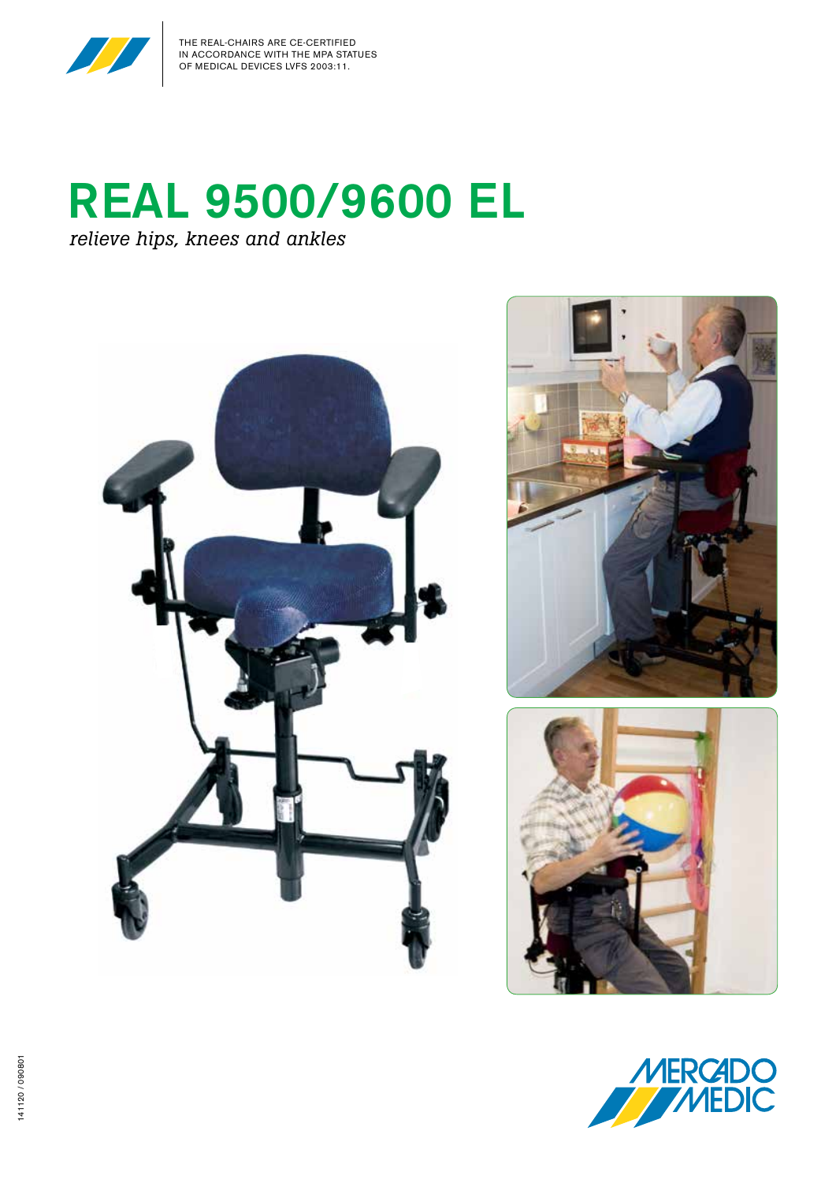THE REAL-CHAIRS ARE CE-CERTIFIED IN ACCORDANCE WITH THE MPA STATUES OF MEDICAL DEVICES LVFS 2003:11.

# REAL 9500/9600 EL

*relieve hips, knees and ankles*

141120 / 090801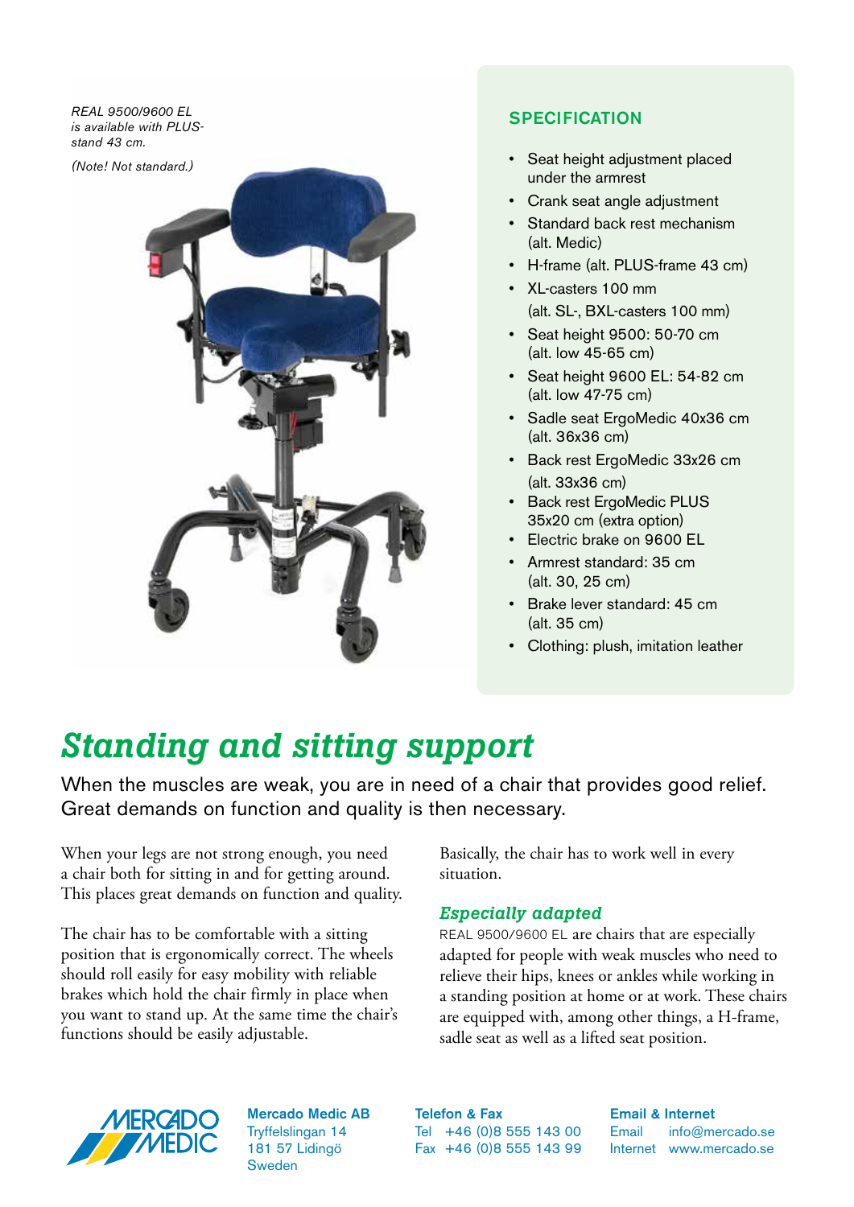*REAL 9500/9600 EL is available with PLUS-stand 43 cm.*

*(Note! Not standard.)*

## SPECIFICATION

- Seat height adjustment placed under the armrest
- Crank seat angle adjustment
- Standard back rest mechanism (alt. Medic)
- H-frame (alt. PLUS-frame 43 cm)
- XL-casters 100 mm (alt. SL-, BXL-casters 100 mm)
- Seat height 9500: 50-70 cm (alt. low 45-65 cm)
- Seat height 9600 EL: 54-82 cm (alt. low 47-75 cm)
- Sadle seat ErgoMedic 40x36 cm (alt. 36x36 cm)
- Back rest ErgoMedic 33x26 cm (alt. 33x36 cm)
- Back rest ErgoMedic PLUS 35x20 cm (extra option)
- Electric brake on 9600 EL
- Armrest standard: 35 cm (alt. 30, 25 cm)
- Brake lever standard: 45 cm (alt. 35 cm)
- Clothing: plush, imitation leather

# *Standing and sitting support*

When the muscles are weak, you are in need of a chair that provides good relief. Great demands on function and quality is then necessary.

When your legs are not strong enough, you need a chair both for sitting in and for getting around. This places great demands on function and quality.

The chair has to be comfortable with a sitting position that is ergonomically correct. The wheels should roll easily for easy mobility with reliable brakes which hold the chair firmly in place when you want to stand up. At the same time the chair's functions should be easily adjustable.

Basically, the chair has to work well in every situation.

### *Especially adapted*

REAL 9500/9600 EL are chairs that are especially adapted for people with weak muscles who need to relieve their hips, knees or ankles while working in a standing position at home or at work. These chairs are equipped with, among other things, a H-frame, sadle seat as well as a lifted seat position.

**Mercado Medic AB**
Tryffelslingan 14
181 57 Lidingö
Sweden

**Telefon & Fax**
Tel +46 (0)8 555 143 00
Fax +46 (0)8 555 143 99

**Email & Internet**
Email info@mercado.se
Internet www.mercado.se